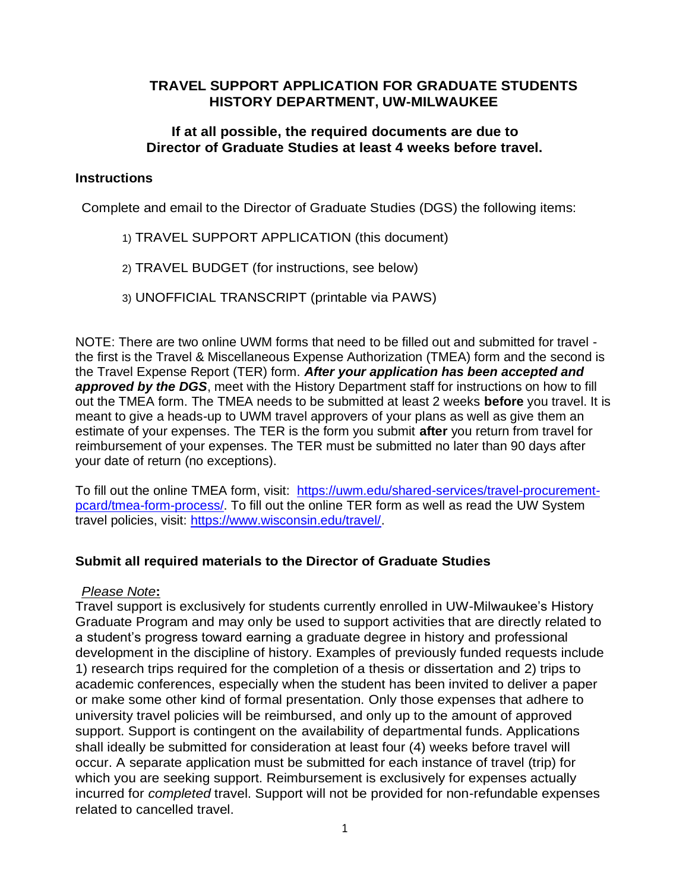# TRAVEL SUPPORT APPLICATION FOR GRADUATE STUDENTS
# HISTORY DEPARTMENT, UW-MILWAUKEE

## If at all possible, the required documents are due to Director of Graduate Studies at least 4 weeks before travel.

### Instructions

Complete and email to the Director of Graduate Studies (DGS) the following items:

1) TRAVEL SUPPORT APPLICATION (this document)
2) TRAVEL BUDGET (for instructions, see below)
3) UNOFFICIAL TRANSCRIPT (printable via PAWS)

NOTE: There are two online UWM forms that need to be filled out and submitted for travel - the first is the Travel & Miscellaneous Expense Authorization (TMEA) form and the second is the Travel Expense Report (TER) form. ***After your application has been accepted and approved by the DGS***, meet with the History Department staff for instructions on how to fill out the TMEA form. The TMEA needs to be submitted at least 2 weeks **before** you travel. It is meant to give a heads-up to UWM travel approvers of your plans as well as give them an estimate of your expenses. The TER is the form you submit **after** you return from travel for reimbursement of your expenses. The TER must be submitted no later than 90 days after your date of return (no exceptions).

To fill out the online TMEA form, visit: https://uwm.edu/shared-services/travel-procurement-pcard/tmea-form-process/. To fill out the online TER form as well as read the UW System travel policies, visit: https://www.wisconsin.edu/travel/.

### Submit all required materials to the Director of Graduate Studies

*Please Note***:**
Travel support is exclusively for students currently enrolled in UW-Milwaukee's History Graduate Program and may only be used to support activities that are directly related to a student's progress toward earning a graduate degree in history and professional development in the discipline of history. Examples of previously funded requests include 1) research trips required for the completion of a thesis or dissertation and 2) trips to academic conferences, especially when the student has been invited to deliver a paper or make some other kind of formal presentation. Only those expenses that adhere to university travel policies will be reimbursed, and only up to the amount of approved support. Support is contingent on the availability of departmental funds. Applications shall ideally be submitted for consideration at least four (4) weeks before travel will occur. A separate application must be submitted for each instance of travel (trip) for which you are seeking support. Reimbursement is exclusively for expenses actually incurred for *completed* travel. Support will not be provided for non-refundable expenses related to cancelled travel.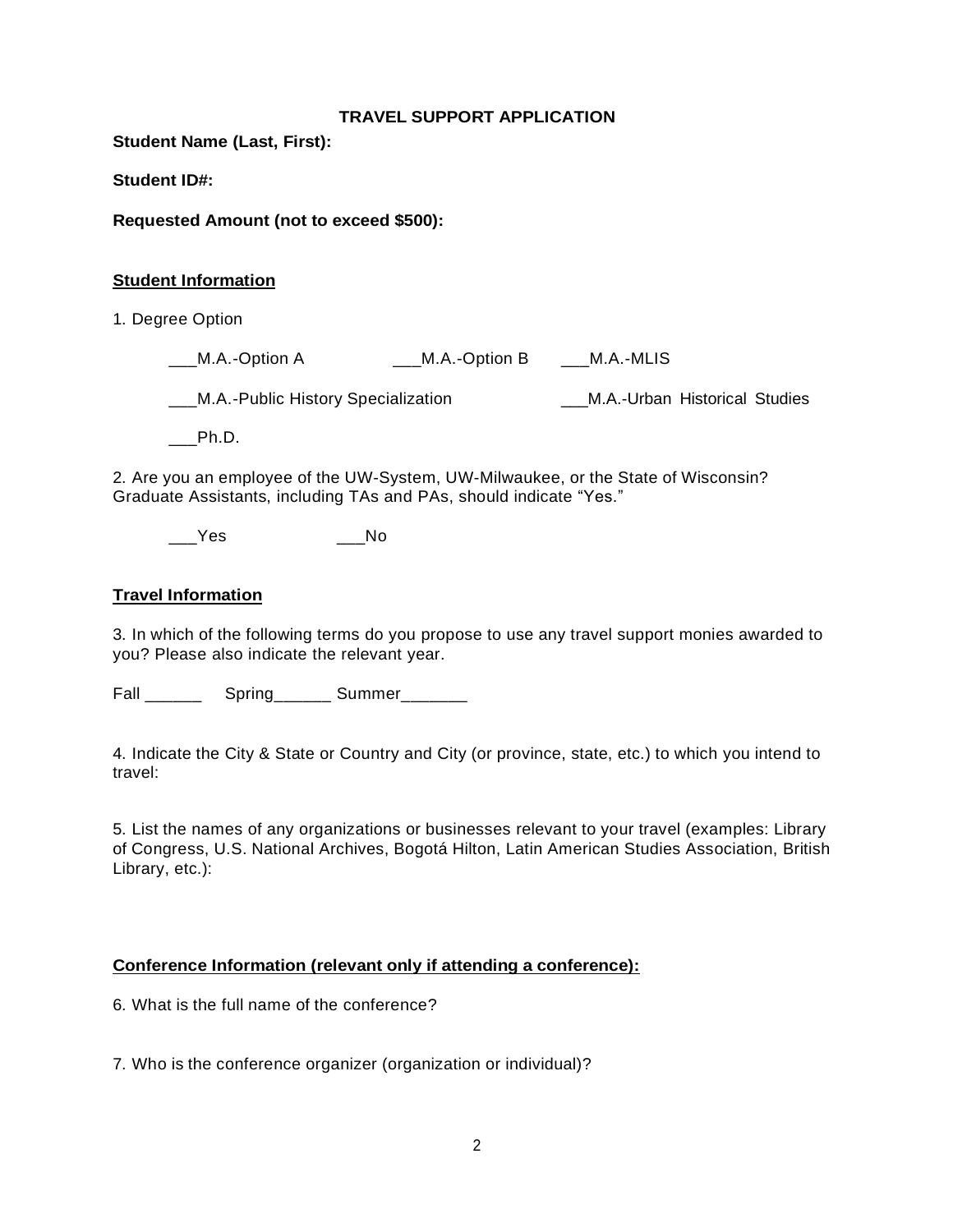# TRAVEL SUPPORT APPLICATION

**Student Name (Last, First):**

**Student ID#:**

**Requested Amount (not to exceed $500):**

**<u>Student Information</u>**

1. Degree Option

___M.A.-Option A ___M.A.-Option B ___M.A.-MLIS

___M.A.-Public History Specialization ___M.A.-Urban Historical Studies

___Ph.D.

2. Are you an employee of the UW-System, UW-Milwaukee, or the State of Wisconsin? Graduate Assistants, including TAs and PAs, should indicate "Yes."

___Yes ___No

**<u>Travel Information</u>**

3. In which of the following terms do you propose to use any travel support monies awarded to you? Please also indicate the relevant year.

Fall ______ Spring______ Summer_______

4. Indicate the City & State or Country and City (or province, state, etc.) to which you intend to travel:

5. List the names of any organizations or businesses relevant to your travel (examples: Library of Congress, U.S. National Archives, Bogotá Hilton, Latin American Studies Association, British Library, etc.):

**<u>Conference Information (relevant only if attending a conference):</u>**

6. What is the full name of the conference?

7. Who is the conference organizer (organization or individual)?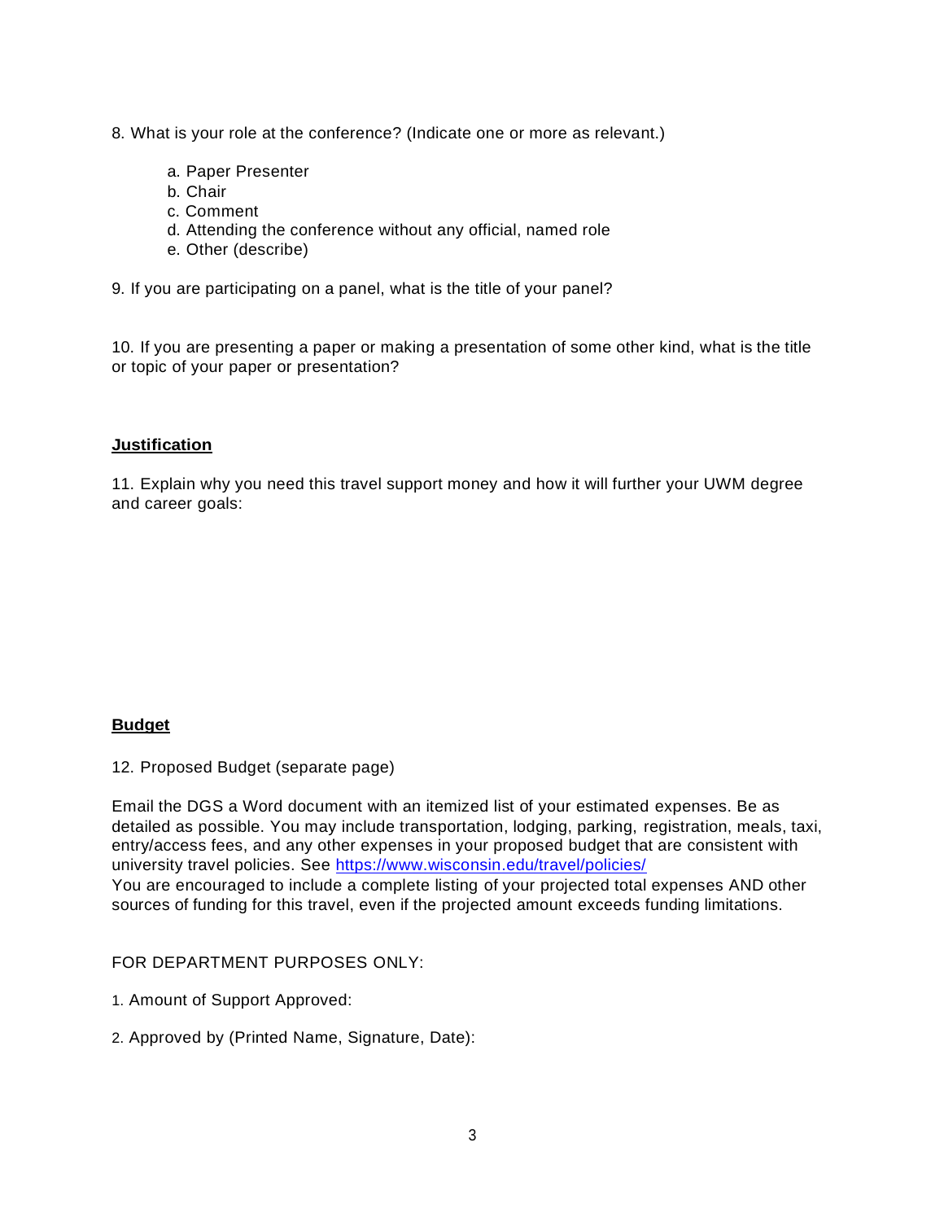8. What is your role at the conference? (Indicate one or more as relevant.)

   a. Paper Presenter
   b. Chair
   c. Comment
   d. Attending the conference without any official, named role
   e. Other (describe)

9. If you are participating on a panel, what is the title of your panel?

10. If you are presenting a paper or making a presentation of some other kind, what is the title or topic of your paper or presentation?

**Justification**

11. Explain why you need this travel support money and how it will further your UWM degree and career goals:

**Budget**

12. Proposed Budget (separate page)

Email the DGS a Word document with an itemized list of your estimated expenses. Be as detailed as possible. You may include transportation, lodging, parking, registration, meals, taxi, entry/access fees, and any other expenses in your proposed budget that are consistent with university travel policies. See [https://www.wisconsin.edu/travel/policies/](https://www.wisconsin.edu/travel/policies/)
You are encouraged to include a complete listing of your projected total expenses AND other sources of funding for this travel, even if the projected amount exceeds funding limitations.

FOR DEPARTMENT PURPOSES ONLY:

1. Amount of Support Approved:

2. Approved by (Printed Name, Signature, Date):